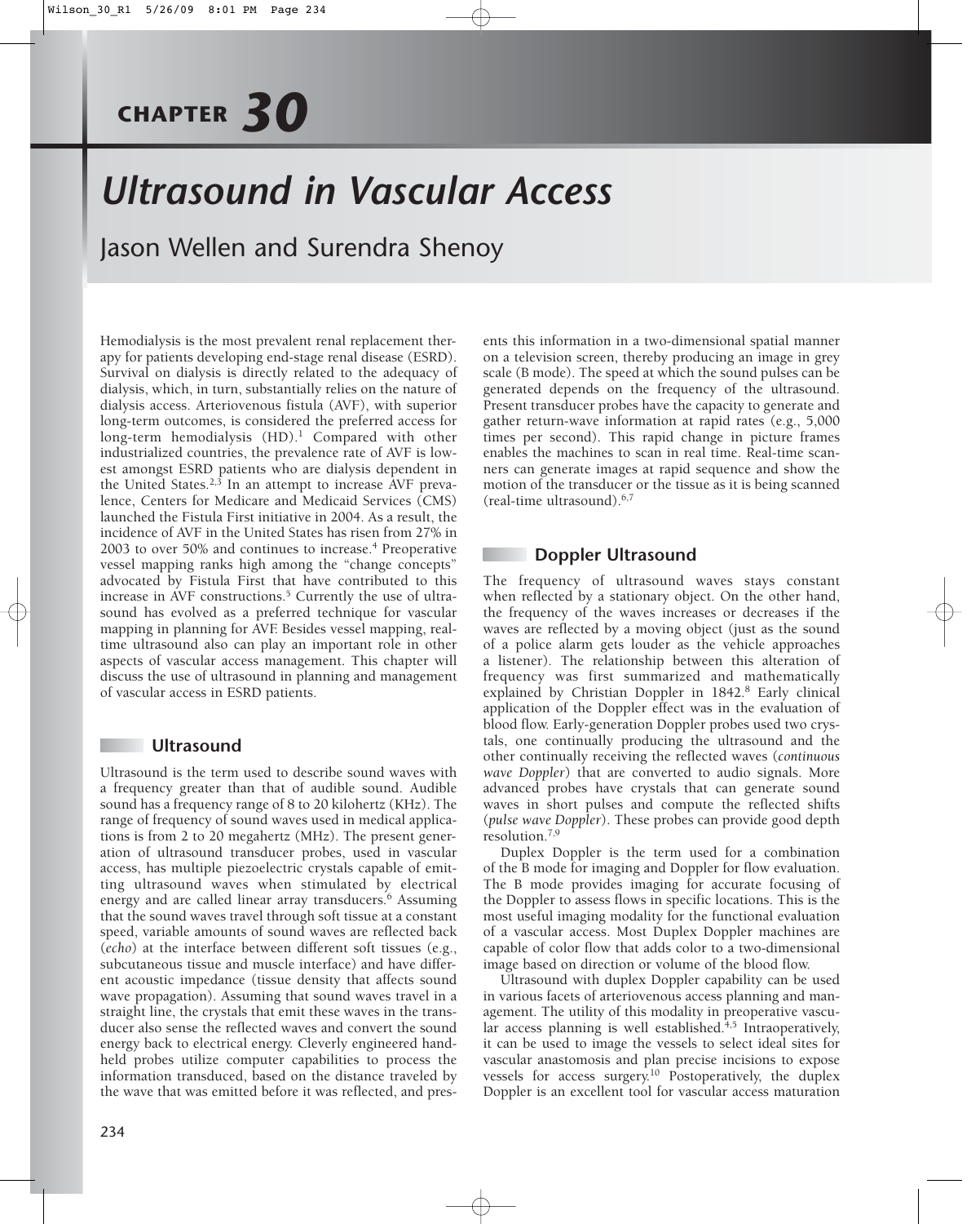# CHAPTER 30

# Ultrasound in Vascular Access

Jason Wellen and Surendra Shenoy

Hemodialysis is the most prevalent renal replacement therapy for patients developing end-stage renal disease (ESRD). Survival on dialysis is directly related to the adequacy of dialysis, which, in turn, substantially relies on the nature of dialysis access. Arteriovenous fistula (AVF), with superior long-term outcomes, is considered the preferred access for long-term hemodialysis (HD).[1] Compared with other industrialized countries, the prevalence rate of AVF is lowest amongst ESRD patients who are dialysis dependent in the United States.[2,3] In an attempt to increase AVF prevalence, Centers for Medicare and Medicaid Services (CMS) launched the Fistula First initiative in 2004. As a result, the incidence of AVF in the United States has risen from 27% in 2003 to over 50% and continues to increase.[4] Preoperative vessel mapping ranks high among the "change concepts" advocated by Fistula First that have contributed to this increase in AVF constructions.[5] Currently the use of ultrasound has evolved as a preferred technique for vascular mapping in planning for AVF. Besides vessel mapping, real-time ultrasound also can play an important role in other aspects of vascular access management. This chapter will discuss the use of ultrasound in planning and management of vascular access in ESRD patients.

## Ultrasound

Ultrasound is the term used to describe sound waves with a frequency greater than that of audible sound. Audible sound has a frequency range of 8 to 20 kilohertz (KHz). The range of frequency of sound waves used in medical applications is from 2 to 20 megahertz (MHz). The present generation of ultrasound transducer probes, used in vascular access, has multiple piezoelectric crystals capable of emitting ultrasound waves when stimulated by electrical energy and are called linear array transducers.[6] Assuming that the sound waves travel through soft tissue at a constant speed, variable amounts of sound waves are reflected back (*echo*) at the interface between different soft tissues (e.g., subcutaneous tissue and muscle interface) and have different acoustic impedance (tissue density that affects sound wave propagation). Assuming that sound waves travel in a straight line, the crystals that emit these waves in the transducer also sense the reflected waves and convert the sound energy back to electrical energy. Cleverly engineered handheld probes utilize computer capabilities to process the information transduced, based on the distance traveled by the wave that was emitted before it was reflected, and presents this information in a two-dimensional spatial manner on a television screen, thereby producing an image in grey scale (B mode). The speed at which the sound pulses can be generated depends on the frequency of the ultrasound. Present transducer probes have the capacity to generate and gather return-wave information at rapid rates (e.g., 5,000 times per second). This rapid change in picture frames enables the machines to scan in real time. Real-time scanners can generate images at rapid sequence and show the motion of the transducer or the tissue as it is being scanned (real-time ultrasound).[6,7]

## Doppler Ultrasound

The frequency of ultrasound waves stays constant when reflected by a stationary object. On the other hand, the frequency of the waves increases or decreases if the waves are reflected by a moving object (just as the sound of a police alarm gets louder as the vehicle approaches a listener). The relationship between this alteration of frequency was first summarized and mathematically explained by Christian Doppler in 1842.[8] Early clinical application of the Doppler effect was in the evaluation of blood flow. Early-generation Doppler probes used two crystals, one continually producing the ultrasound and the other continually receiving the reflected waves (*continuous wave Doppler*) that are converted to audio signals. More advanced probes have crystals that can generate sound waves in short pulses and compute the reflected shifts (*pulse wave Doppler*). These probes can provide good depth resolution.[7,9]

Duplex Doppler is the term used for a combination of the B mode for imaging and Doppler for flow evaluation. The B mode provides imaging for accurate focusing of the Doppler to assess flows in specific locations. This is the most useful imaging modality for the functional evaluation of a vascular access. Most Duplex Doppler machines are capable of color flow that adds color to a two-dimensional image based on direction or volume of the blood flow.

Ultrasound with duplex Doppler capability can be used in various facets of arteriovenous access planning and management. The utility of this modality in preoperative vascular access planning is well established.[4,5] Intraoperatively, it can be used to image the vessels to select ideal sites for vascular anastomosis and plan precise incisions to expose vessels for access surgery.[10] Postoperatively, the duplex Doppler is an excellent tool for vascular access maturation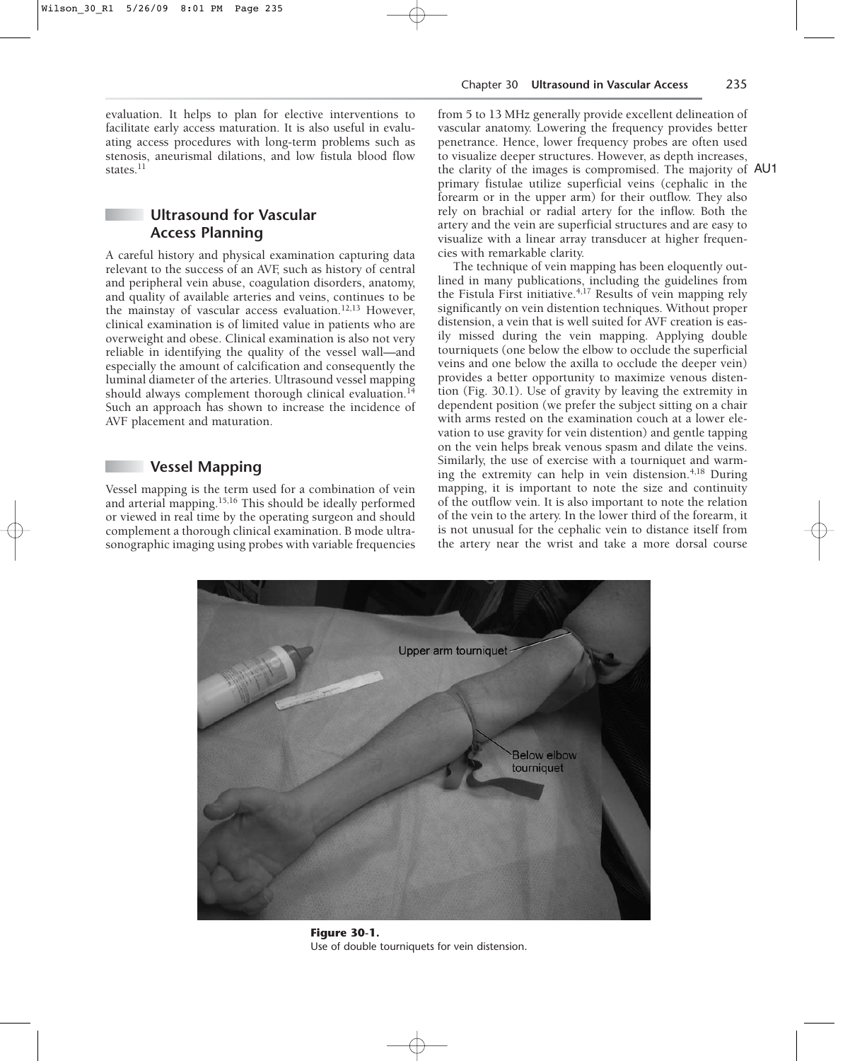evaluation. It helps to plan for elective interventions to facilitate early access maturation. It is also useful in evaluating access procedures with long-term problems such as stenosis, aneurismal dilations, and low fistula blood flow states.[11]

## Ultrasound for Vascular Access Planning

A careful history and physical examination capturing data relevant to the success of an AVF, such as history of central and peripheral vein abuse, coagulation disorders, anatomy, and quality of available arteries and veins, continues to be the mainstay of vascular access evaluation.[12,13] However, clinical examination is of limited value in patients who are overweight and obese. Clinical examination is also not very reliable in identifying the quality of the vessel wall—and especially the amount of calcification and consequently the luminal diameter of the arteries. Ultrasound vessel mapping should always complement thorough clinical evaluation.[14] Such an approach has shown to increase the incidence of AVF placement and maturation.

## Vessel Mapping

Vessel mapping is the term used for a combination of vein and arterial mapping.[15,16] This should be ideally performed or viewed in real time by the operating surgeon and should complement a thorough clinical examination. B mode ultrasonographic imaging using probes with variable frequencies from 5 to 13 MHz generally provide excellent delineation of vascular anatomy. Lowering the frequency provides better penetrance. Hence, lower frequency probes are often used to visualize deeper structures. However, as depth increases, the clarity of the images is compromised. The majority of primary fistulae utilize superficial veins (cephalic in the forearm or in the upper arm) for their outflow. They also rely on brachial or radial artery for the inflow. Both the artery and the vein are superficial structures and are easy to visualize with a linear array transducer at higher frequencies with remarkable clarity.

The technique of vein mapping has been eloquently outlined in many publications, including the guidelines from the Fistula First initiative.[4,17] Results of vein mapping rely significantly on vein distention techniques. Without proper distension, a vein that is well suited for AVF creation is easily missed during the vein mapping. Applying double tourniquets (one below the elbow to occlude the superficial veins and one below the axilla to occlude the deeper vein) provides a better opportunity to maximize venous distention (Fig. 30.1). Use of gravity by leaving the extremity in dependent position (we prefer the subject sitting on a chair with arms rested on the examination couch at a lower elevation to use gravity for vein distention) and gentle tapping on the vein helps break venous spasm and dilate the veins. Similarly, the use of exercise with a tourniquet and warming the extremity can help in vein distension.[4,18] During mapping, it is important to note the size and continuity of the outflow vein. It is also important to note the relation of the vein to the artery. In the lower third of the forearm, it is not unusual for the cephalic vein to distance itself from the artery near the wrist and take a more dorsal course

**Figure 30-1.**
Use of double tourniquets for vein distension.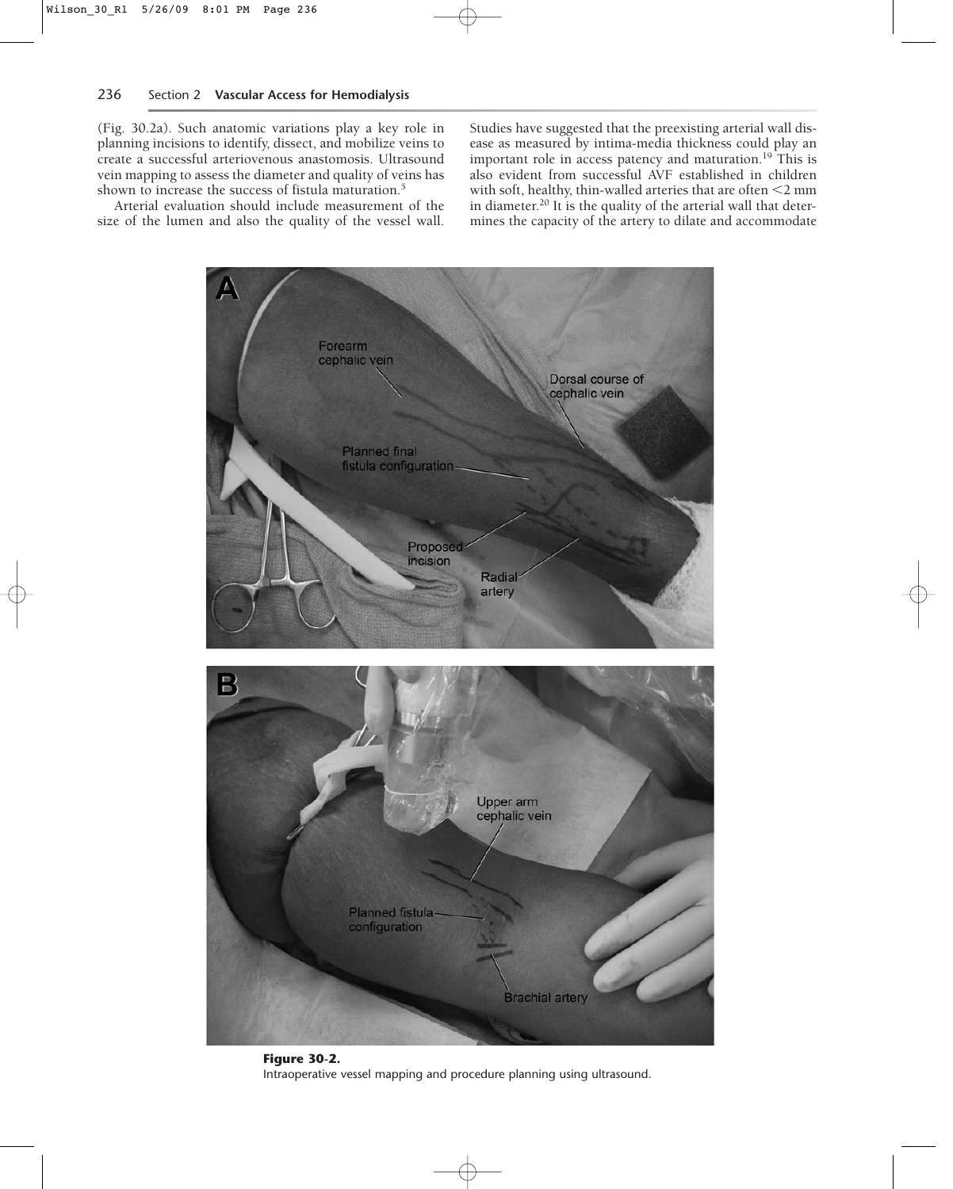(Fig. 30.2a). Such anatomic variations play a key role in planning incisions to identify, dissect, and mobilize veins to create a successful arteriovenous anastomosis. Ultrasound vein mapping to assess the diameter and quality of veins has shown to increase the success of fistula maturation.[5]

Arterial evaluation should include measurement of the size of the lumen and also the quality of the vessel wall. Studies have suggested that the preexisting arterial wall disease as measured by intima-media thickness could play an important role in access patency and maturation.[19] This is also evident from successful AVF established in children with soft, healthy, thin-walled arteries that are often $<2$ mm in diameter.[20] It is the quality of the arterial wall that determines the capacity of the artery to dilate and accommodate

**Figure 30-2.**
Intraoperative vessel mapping and procedure planning using ultrasound.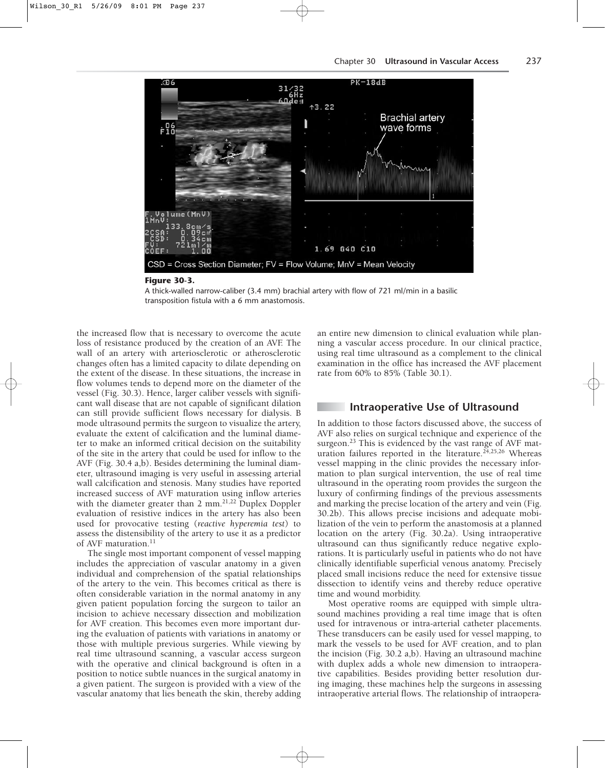Figure 30-3.

A thick-walled narrow-caliber (3.4 mm) brachial artery with flow of 721 ml/min in a basilic transposition fistula with a 6 mm anastomosis.

the increased flow that is necessary to overcome the acute loss of resistance produced by the creation of an AVF. The wall of an artery with arteriosclerotic or atherosclerotic changes often has a limited capacity to dilate depending on the extent of the disease. In these situations, the increase in flow volumes tends to depend more on the diameter of the vessel (Fig. 30.3). Hence, larger caliber vessels with significant wall disease that are not capable of significant dilation can still provide sufficient flows necessary for dialysis. B mode ultrasound permits the surgeon to visualize the artery, evaluate the extent of calcification and the luminal diameter to make an informed critical decision on the suitability of the site in the artery that could be used for inflow to the AVF (Fig. 30.4 a,b). Besides determining the luminal diameter, ultrasound imaging is very useful in assessing arterial wall calcification and stenosis. Many studies have reported increased success of AVF maturation using inflow arteries with the diameter greater than 2 mm.[21,22] Duplex Doppler evaluation of resistive indices in the artery has also been used for provocative testing (*reactive hyperemia test*) to assess the distensibility of the artery to use it as a predictor of AVF maturation.[11]

The single most important component of vessel mapping includes the appreciation of vascular anatomy in a given individual and comprehension of the spatial relationships of the artery to the vein. This becomes critical as there is often considerable variation in the normal anatomy in any given patient population forcing the surgeon to tailor an incision to achieve necessary dissection and mobilization for AVF creation. This becomes even more important during the evaluation of patients with variations in anatomy or those with multiple previous surgeries. While viewing by real time ultrasound scanning, a vascular access surgeon with the operative and clinical background is often in a position to notice subtle nuances in the surgical anatomy in a given patient. The surgeon is provided with a view of the vascular anatomy that lies beneath the skin, thereby adding an entire new dimension to clinical evaluation while planning a vascular access procedure. In our clinical practice, using real time ultrasound as a complement to the clinical examination in the office has increased the AVF placement rate from 60% to 85% (Table 30.1).

## Intraoperative Use of Ultrasound

In addition to those factors discussed above, the success of AVF also relies on surgical technique and experience of the surgeon.[23] This is evidenced by the vast range of AVF maturation failures reported in the literature.[24,25,26] Whereas vessel mapping in the clinic provides the necessary information to plan surgical intervention, the use of real time ultrasound in the operating room provides the surgeon the luxury of confirming findings of the previous assessments and marking the precise location of the artery and vein (Fig. 30.2b). This allows precise incisions and adequate mobilization of the vein to perform the anastomosis at a planned location on the artery (Fig. 30.2a). Using intraoperative ultrasound can thus significantly reduce negative explorations. It is particularly useful in patients who do not have clinically identifiable superficial venous anatomy. Precisely placed small incisions reduce the need for extensive tissue dissection to identify veins and thereby reduce operative time and wound morbidity.

Most operative rooms are equipped with simple ultrasound machines providing a real time image that is often used for intravenous or intra-arterial catheter placements. These transducers can be easily used for vessel mapping, to mark the vessels to be used for AVF creation, and to plan the incision (Fig. 30.2 a,b). Having an ultrasound machine with duplex adds a whole new dimension to intraoperative capabilities. Besides providing better resolution during imaging, these machines help the surgeons in assessing intraoperative arterial flows. The relationship of intraopera-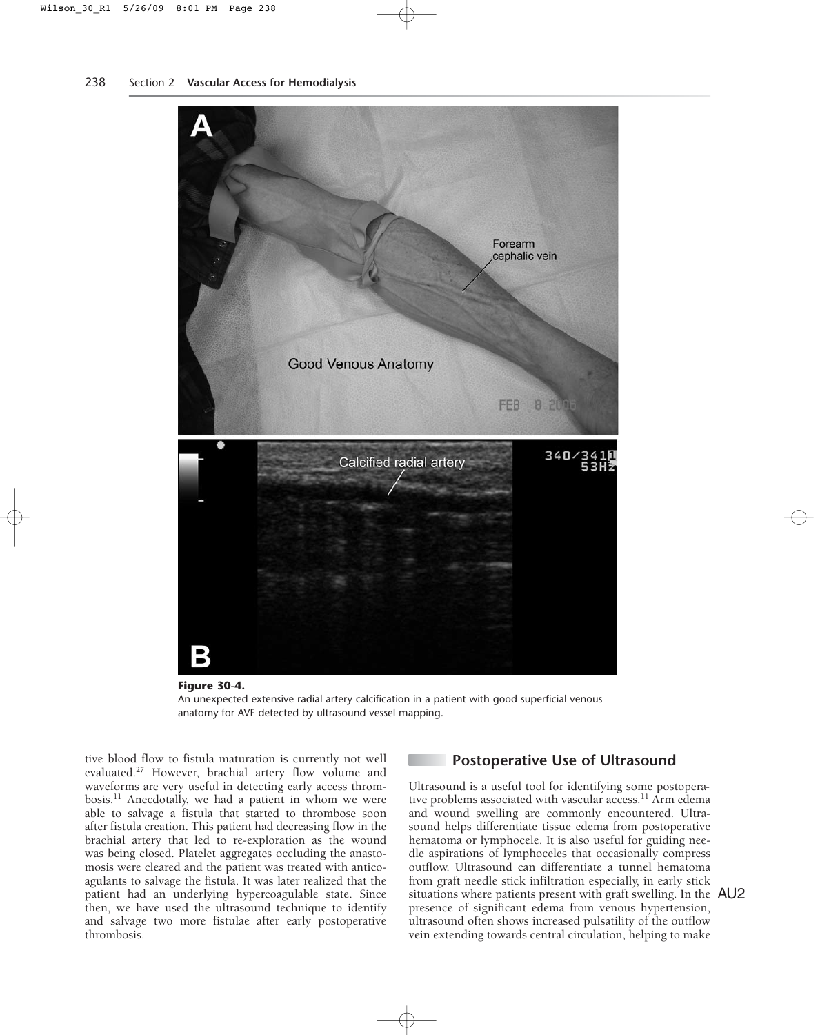**Figure 30-4.**
An unexpected extensive radial artery calcification in a patient with good superficial venous anatomy for AVF detected by ultrasound vessel mapping.

tive blood flow to fistula maturation is currently not well evaluated.[27] However, brachial artery flow volume and waveforms are very useful in detecting early access thrombosis.[11] Anecdotally, we had a patient in whom we were able to salvage a fistula that started to thrombose soon after fistula creation. This patient had decreasing flow in the brachial artery that led to re-exploration as the wound was being closed. Platelet aggregates occluding the anastomosis were cleared and the patient was treated with anticoagulants to salvage the fistula. It was later realized that the patient had an underlying hypercoagulable state. Since then, we have used the ultrasound technique to identify and salvage two more fistulae after early postoperative thrombosis.

## Postoperative Use of Ultrasound

Ultrasound is a useful tool for identifying some postoperative problems associated with vascular access.[11] Arm edema and wound swelling are commonly encountered. Ultrasound helps differentiate tissue edema from postoperative hematoma or lymphocele. It is also useful for guiding needle aspirations of lymphoceles that occasionally compress outflow. Ultrasound can differentiate a tunnel hematoma from graft needle stick infiltration especially, in early stick situations where patients present with graft swelling. In the presence of significant edema from venous hypertension, ultrasound often shows increased pulsatility of the outflow vein extending towards central circulation, helping to make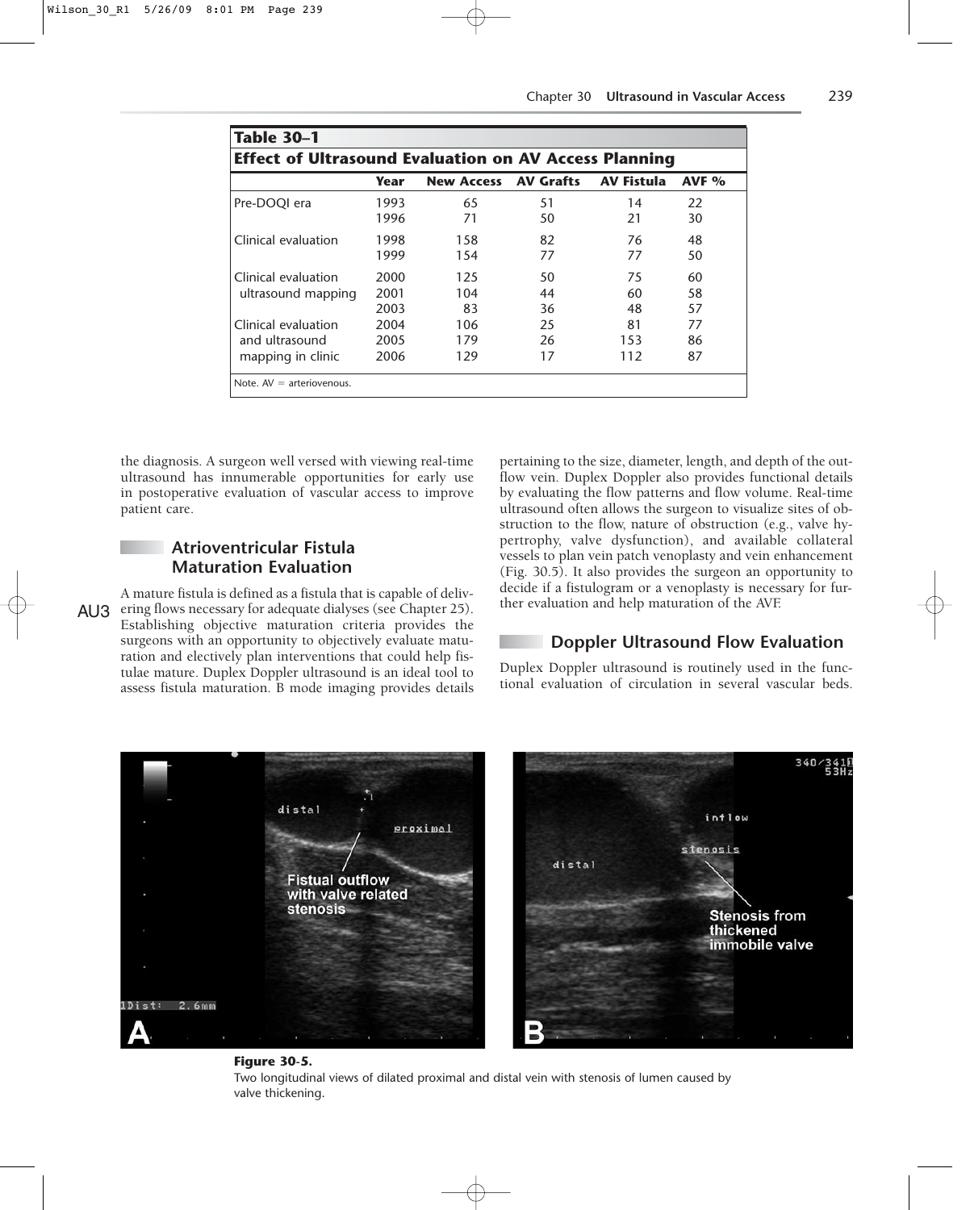**Table 30–1**

**Effect of Ultrasound Evaluation on AV Access Planning**

| | Year | New Access | AV Grafts | AV Fistula | AVF % |
|---|---|---|---|---|---|
| Pre-DOQI era | 1993 | 65 | 51 | 14 | 22 |
| | 1996 | 71 | 50 | 21 | 30 |
| Clinical evaluation | 1998 | 158 | 82 | 76 | 48 |
| | 1999 | 154 | 77 | 77 | 50 |
| Clinical evaluation ultrasound mapping | 2000 | 125 | 50 | 75 | 60 |
| | 2001 | 104 | 44 | 60 | 58 |
| | 2003 | 83 | 36 | 48 | 57 |
| Clinical evaluation and ultrasound mapping in clinic | 2004 | 106 | 25 | 81 | 77 |
| | 2005 | 179 | 26 | 153 | 86 |
| | 2006 | 129 | 17 | 112 | 87 |

Note. AV = arteriovenous.

the diagnosis. A surgeon well versed with viewing real-time ultrasound has innumerable opportunities for early use in postoperative evaluation of vascular access to improve patient care.

## Atrioventricular Fistula Maturation Evaluation

A mature fistula is defined as a fistula that is capable of delivering flows necessary for adequate dialyses (see Chapter 25). Establishing objective maturation criteria provides the surgeons with an opportunity to objectively evaluate maturation and electively plan interventions that could help fistulae mature. Duplex Doppler ultrasound is an ideal tool to assess fistula maturation. B mode imaging provides details pertaining to the size, diameter, length, and depth of the outflow vein. Duplex Doppler also provides functional details by evaluating the flow patterns and flow volume. Real-time ultrasound often allows the surgeon to visualize sites of obstruction to the flow, nature of obstruction (e.g., valve hypertrophy, valve dysfunction), and available collateral vessels to plan vein patch venoplasty and vein enhancement (Fig. 30.5). It also provides the surgeon an opportunity to decide if a fistulogram or a venoplasty is necessary for further evaluation and help maturation of the AVF.

## Doppler Ultrasound Flow Evaluation

Duplex Doppler ultrasound is routinely used in the functional evaluation of circulation in several vascular beds.

**Figure 30-5.**
Two longitudinal views of dilated proximal and distal vein with stenosis of lumen caused by valve thickening.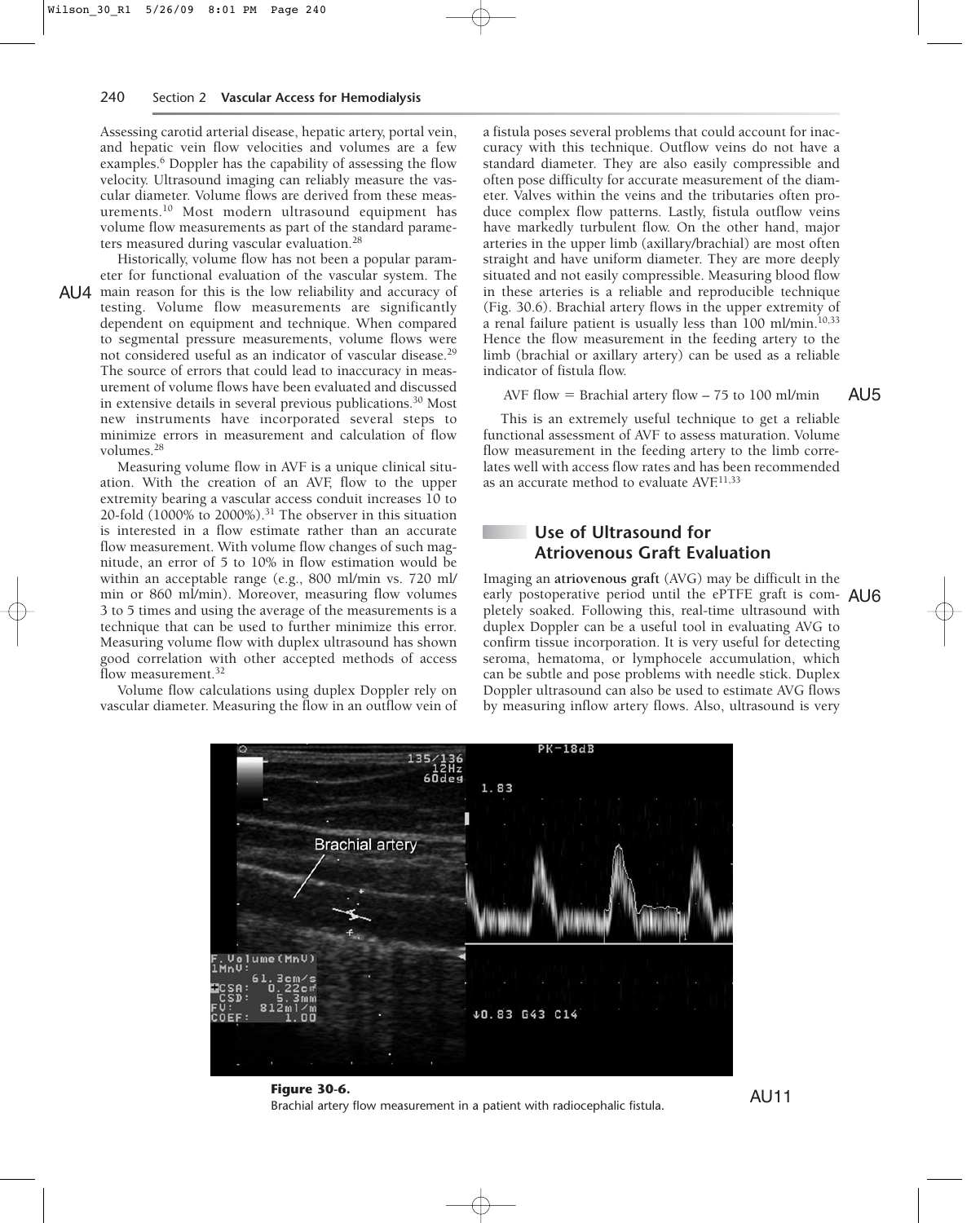Assessing carotid arterial disease, hepatic artery, portal vein, and hepatic vein flow velocities and volumes are a few examples.[6] Doppler has the capability of assessing the flow velocity. Ultrasound imaging can reliably measure the vascular diameter. Volume flows are derived from these measurements.[10] Most modern ultrasound equipment has volume flow measurements as part of the standard parameters measured during vascular evaluation.[28]

Historically, volume flow has not been a popular parameter for functional evaluation of the vascular system. The main reason for this is the low reliability and accuracy of testing. Volume flow measurements are significantly dependent on equipment and technique. When compared to segmental pressure measurements, volume flows were not considered useful as an indicator of vascular disease.[29] The source of errors that could lead to inaccuracy in measurement of volume flows have been evaluated and discussed in extensive details in several previous publications.[30] Most new instruments have incorporated several steps to minimize errors in measurement and calculation of flow volumes.[28]

Measuring volume flow in AVF is a unique clinical situation. With the creation of an AVF, flow to the upper extremity bearing a vascular access conduit increases 10 to 20-fold (1000% to 2000%).[31] The observer in this situation is interested in a flow estimate rather than an accurate flow measurement. With volume flow changes of such magnitude, an error of 5 to 10% in flow estimation would be within an acceptable range (e.g., 800 ml/min vs. 720 ml/min or 860 ml/min). Moreover, measuring flow volumes 3 to 5 times and using the average of the measurements is a technique that can be used to further minimize this error. Measuring volume flow with duplex ultrasound has shown good correlation with other accepted methods of access flow measurement.[32]

Volume flow calculations using duplex Doppler rely on vascular diameter. Measuring the flow in an outflow vein of a fistula poses several problems that could account for inaccuracy with this technique. Outflow veins do not have a standard diameter. They are also easily compressible and often pose difficulty for accurate measurement of the diameter. Valves within the veins and the tributaries often produce complex flow patterns. Lastly, fistula outflow veins have markedly turbulent flow. On the other hand, major arteries in the upper limb (axillary/brachial) are most often straight and have uniform diameter. They are more deeply situated and not easily compressible. Measuring blood flow in these arteries is a reliable and reproducible technique (Fig. 30.6). Brachial artery flows in the upper extremity of a renal failure patient is usually less than 100 ml/min.[10,33] Hence the flow measurement in the feeding artery to the limb (brachial or axillary artery) can be used as a reliable indicator of fistula flow.

$$\text{AVF flow} = \text{Brachial artery flow} - 75 \text{ to } 100 \text{ ml/min}$$

This is an extremely useful technique to get a reliable functional assessment of AVF to assess maturation. Volume flow measurement in the feeding artery to the limb correlates well with access flow rates and has been recommended as an accurate method to evaluate AVF.[11,33]

## Use of Ultrasound for Atriovenous Graft Evaluation

Imaging an **atriovenous graft** (AVG) may be difficult in the early postoperative period until the ePTFE graft is completely soaked. Following this, real-time ultrasound with duplex Doppler can be a useful tool in evaluating AVG to confirm tissue incorporation. It is very useful for detecting seroma, hematoma, or lymphocele accumulation, which can be subtle and pose problems with needle stick. Duplex Doppler ultrasound can also be used to estimate AVG flows by measuring inflow artery flows. Also, ultrasound is very

**Figure 30-6.**
Brachial artery flow measurement in a patient with radiocephalic fistula.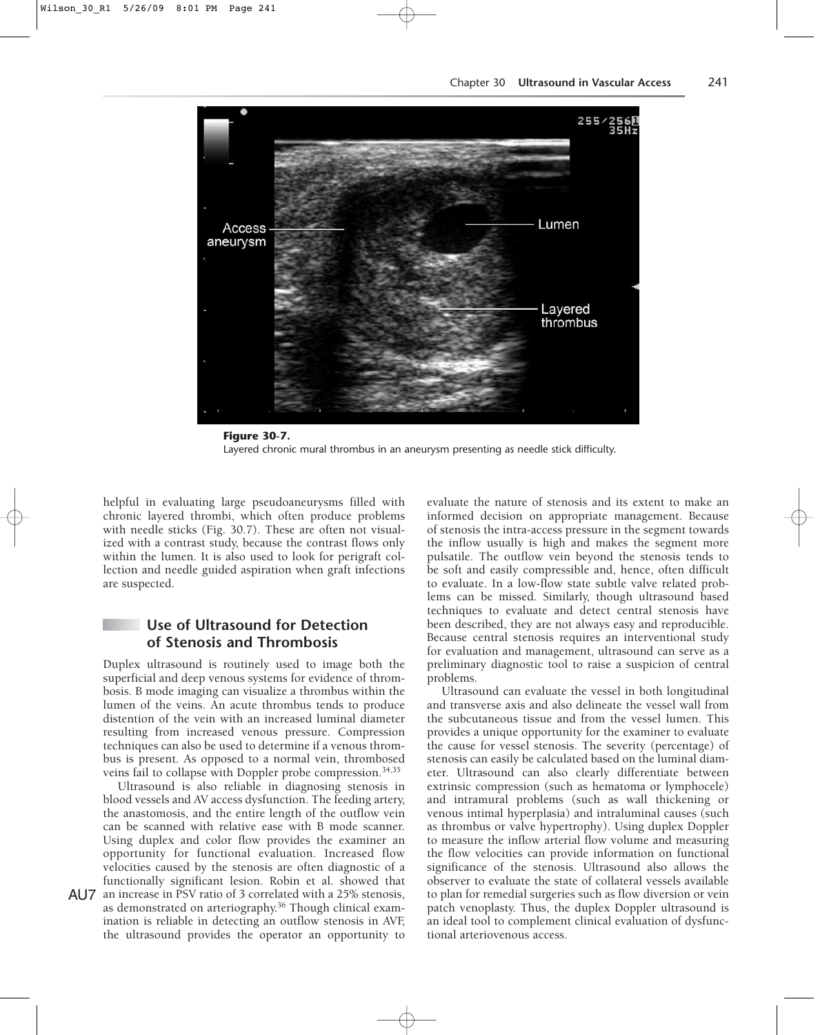**Figure 30-7.**
Layered chronic mural thrombus in an aneurysm presenting as needle stick difficulty.

helpful in evaluating large pseudoaneurysms filled with chronic layered thrombi, which often produce problems with needle sticks (Fig. 30.7). These are often not visualized with a contrast study, because the contrast flows only within the lumen. It is also used to look for perigraft collection and needle guided aspiration when graft infections are suspected.

## Use of Ultrasound for Detection of Stenosis and Thrombosis

Duplex ultrasound is routinely used to image both the superficial and deep venous systems for evidence of thrombosis. B mode imaging can visualize a thrombus within the lumen of the veins. An acute thrombus tends to produce distention of the vein with an increased luminal diameter resulting from increased venous pressure. Compression techniques can also be used to determine if a venous thrombus is present. As opposed to a normal vein, thrombosed veins fail to collapse with Doppler probe compression.[34,35]

Ultrasound is also reliable in diagnosing stenosis in blood vessels and AV access dysfunction. The feeding artery, the anastomosis, and the entire length of the outflow vein can be scanned with relative ease with B mode scanner. Using duplex and color flow provides the examiner an opportunity for functional evaluation. Increased flow velocities caused by the stenosis are often diagnostic of a functionally significant lesion. Robin et al. showed that an increase in PSV ratio of 3 correlated with a 25% stenosis, as demonstrated on arteriography.[36] Though clinical examination is reliable in detecting an outflow stenosis in AVF, the ultrasound provides the operator an opportunity to evaluate the nature of stenosis and its extent to make an informed decision on appropriate management. Because of stenosis the intra-access pressure in the segment towards the inflow usually is high and makes the segment more pulsatile. The outflow vein beyond the stenosis tends to be soft and easily compressible and, hence, often difficult to evaluate. In a low-flow state subtle valve related problems can be missed. Similarly, though ultrasound based techniques to evaluate and detect central stenosis have been described, they are not always easy and reproducible. Because central stenosis requires an interventional study for evaluation and management, ultrasound can serve as a preliminary diagnostic tool to raise a suspicion of central problems.

Ultrasound can evaluate the vessel in both longitudinal and transverse axis and also delineate the vessel wall from the subcutaneous tissue and from the vessel lumen. This provides a unique opportunity for the examiner to evaluate the cause for vessel stenosis. The severity (percentage) of stenosis can easily be calculated based on the luminal diameter. Ultrasound can also clearly differentiate between extrinsic compression (such as hematoma or lymphocele) and intramural problems (such as wall thickening or venous intimal hyperplasia) and intraluminal causes (such as thrombus or valve hypertrophy). Using duplex Doppler to measure the inflow arterial flow volume and measuring the flow velocities can provide information on functional significance of the stenosis. Ultrasound also allows the observer to evaluate the state of collateral vessels available to plan for remedial surgeries such as flow diversion or vein patch venoplasty. Thus, the duplex Doppler ultrasound is an ideal tool to complement clinical evaluation of dysfunctional arteriovenous access.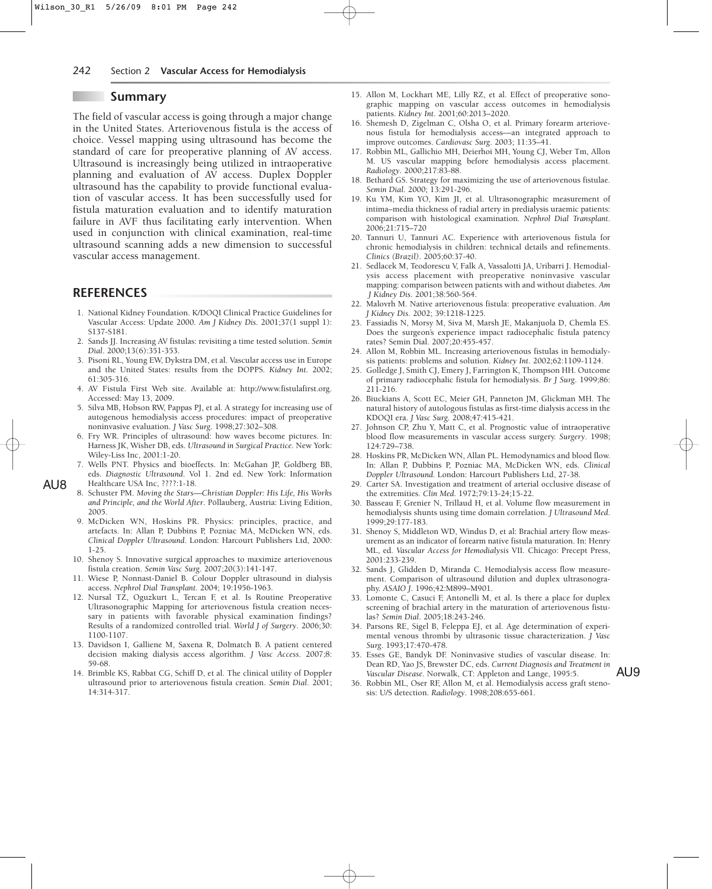## Summary

The field of vascular access is going through a major change in the United States. Arteriovenous fistula is the access of choice. Vessel mapping using ultrasound has become the standard of care for preoperative planning of AV access. Ultrasound is increasingly being utilized in intraoperative planning and evaluation of AV access. Duplex Doppler ultrasound has the capability to provide functional evaluation of vascular access. It has been successfully used for fistula maturation evaluation and to identify maturation failure in AVF thus facilitating early intervention. When used in conjunction with clinical examination, real-time ultrasound scanning adds a new dimension to successful vascular access management.

## REFERENCES

1. National Kidney Foundation. K/DOQI Clinical Practice Guidelines for Vascular Access: Update 2000. *Am J Kidney Dis*. 2001;37(1 suppl 1): S137-S181.
2. Sands JJ. Increasing AV fistulas: revisiting a time tested solution. *Semin Dial*. 2000;13(6):351-353.
3. Pisoni RL, Young EW, Dykstra DM, et al. Vascular access use in Europe and the United States: results from the DOPPS. *Kidney Int*. 2002; 61:305-316.
4. AV Fistula First Web site. Available at: http://www.fistulafirst.org. Accessed: May 13, 2009.
5. Silva MB, Hobson RW, Pappas PJ, et al. A strategy for increasing use of autogenous hemodialysis access procedures: impact of preoperative noninvasive evaluation. *J Vasc Surg.* 1998;27:302–308.
6. Fry WR. Principles of ultrasound: how waves become pictures. In: Harness JK, Wisher DB, eds. *Ultrasound in Surgical Practice*. New York: Wiley-Liss Inc, 2001:1-20.
7. Wells PNT. Physics and bioeffects. In: McGahan JP, Goldberg BB, eds. *Diagnostic Ultrasound*. Vol 1. 2nd ed. New York: Information Healthcare USA Inc, ????:1-18.
8. Schuster PM. *Moving the Stars—Christian Doppler: His Life, His Works and Principle, and the World After*. Pöllauberg, Austria: Living Edition, 2005.
9. McDicken WN, Hoskins PR. Physics: principles, practice, and artefacts. In: Allan P, Dubbins P, Pozniac MA, McDicken WN, eds. *Clinical Doppler Ultrasound*. London: Harcourt Publishers Ltd, 2000: 1-25.
10. Shenoy S. Innovative surgical approaches to maximize arteriovenous fistula creation. *Semin Vasc Surg*. 2007;20(3):141-147.
11. Wiese P, Nonnast-Daniel B. Colour Doppler ultrasound in dialysis access. *Nephrol Dial Transplant*. 2004; 19:1956-1963.
12. Nursal TZ, Oguzkurt L, Tercan F, et al. Is Routine Preoperative Ultrasonographic Mapping for arteriovenous fistula creation necessary in patients with favorable physical examination findings? Results of a randomized controlled trial. *World J of Surgery*. 2006;30: 1100-1107.
13. Davidson I, Galliene M, Saxena R, Dolmatch B. A patient centered decision making dialysis access algorithm. *J Vasc Access*. 2007;8: 59-68.
14. Brimble KS, Rabbat CG, Schiff D, et al. The clinical utility of Doppler ultrasound prior to arteriovenous fistula creation. *Semin Dial*. 2001; 14:314-317.
15. Allon M, Lockhart ME, Lilly RZ, et al. Effect of preoperative sonographic mapping on vascular access outcomes in hemodialysis patients. *Kidney Int*. 2001;60:2013–2020.
16. Shemesh D, Zigelman C, Olsha O, et al. Primary forearm arteriovenous fistula for hemodialysis access—an integrated approach to improve outcomes. *Cardiovasc Surg*. 2003; 11:35–41.
17. Robbin ML, Gallichio MH, Deierhoi MH, Young CJ, Weber Tm, Allon M. US vascular mapping before hemodialysis access placement. *Radiology*. 2000;217:83-88.
18. Bethard GS. Strategy for maximizing the use of arteriovenous fistulae. *Semin Dial*. 2000; 13:291-296.
19. Ku YM, Kim YO, Kim JI, et al. Ultrasonographic measurement of intima–media thickness of radial artery in predialysis uraemic patients: comparison with histological examination. *Nephrol Dial Transplant*. 2006;21:715–720
20. Tannuri U, Tannuri AC. Experience with arteriovenous fistula for chronic hemodialysis in children: technical details and refinements. *Clinics (Brazil)*. 2005;60:37-40.
21. Sedlacek M, Teodorescu V, Falk A, Vassalotti JA, Uribarri J. Hemodialysis access placement with preoperative noninvasive vascular mapping: comparison between patients with and without diabetes. *Am J Kidney Dis*. 2001;38:560-564.
22. Malovrh M. Native arteriovenous fistula: preoperative evaluation. *Am J Kidney Dis*. 2002; 39:1218-1225.
23. Fassiadis N, Morsy M, Siva M, Marsh JE, Makanjuola D, Chemla ES. Does the surgeon's experience impact radiocephalic fistula patency rates? Semin Dial. 2007;20:455-457.
24. Allon M, Robbin ML. Increasing arteriovenous fistulas in hemodialysis patients: problems and solution. *Kidney Int*. 2002;62:1109-1124.
25. Golledge J, Smith CJ, Emery J, Farrington K, Thompson HH. Outcome of primary radiocephalic fistula for hemodialysis. *Br J Surg*. 1999;86: 211-216.
26. Biuckians A, Scott EC, Meier GH, Panneton JM, Glickman MH. The natural history of autologous fistulas as first-time dialysis access in the KDOQI era. *J Vasc Surg.* 2008;47:415-421.
27. Johnson CP, Zhu Y, Matt C, et al. Prognostic value of intraoperative blood flow measurements in vascular access surgery. *Surgery*. 1998; 124:729–738.
28. Hoskins PR, McDicken WN, Allan PL. Hemodynamics and blood flow. In: Allan P, Dubbins P, Pozniac MA, McDicken WN, eds. *Clinical Doppler Ultrasound*. London: Harcourt Publishers Ltd, 27-38.
29. Carter SA. Investigation and treatment of arterial occlusive disease of the extremities. *Clin Med*. 1972;79:13-24;15-22.
30. Basseau F, Grenier N, Trillaud H, et al. Volume flow measurement in hemodialysis shunts using time domain correlation. *J Ultrasound Med*. 1999;29:177-183.
31. Shenoy S, Middleton WD, Windus D, et al: Brachial artery flow measurement as an indicator of forearm native fistula maturation. In: Henry ML, ed. *Vascular Access for Hemodialysis* VII. Chicago: Precept Press, 2001:233-239.
32. Sands J, Glidden D, Miranda C. Hemodialysis access flow measurement. Comparison of ultrasound dilution and duplex ultrasonography. *ASAIO J*. 1996;42:M899–M901.
33. Lomonte C, Casucci F, Antonelli M, et al. Is there a place for duplex screening of brachial artery in the maturation of arteriovenous fistulas? *Semin Dial*. 2005;18:243-246.
34. Parsons RE, Sigel B, Feleppa EJ, et al. Age determination of experimental venous thrombi by ultrasonic tissue characterization. *J Vasc Surg*. 1993;17:470-478.
35. Esses GE, Bandyk DF. Noninvasive studies of vascular disease. In: Dean RD, Yao JS, Brewster DC, eds. *Current Diagnosis and Treatment in Vascular Disease*. Norwalk, CT: Appleton and Lange, 1995:5.
36. Robbin ML, Oser RF, Allon M, et al. Hemodialysis access graft stenosis: U/S detection. *Radiology*. 1998;208:655-661.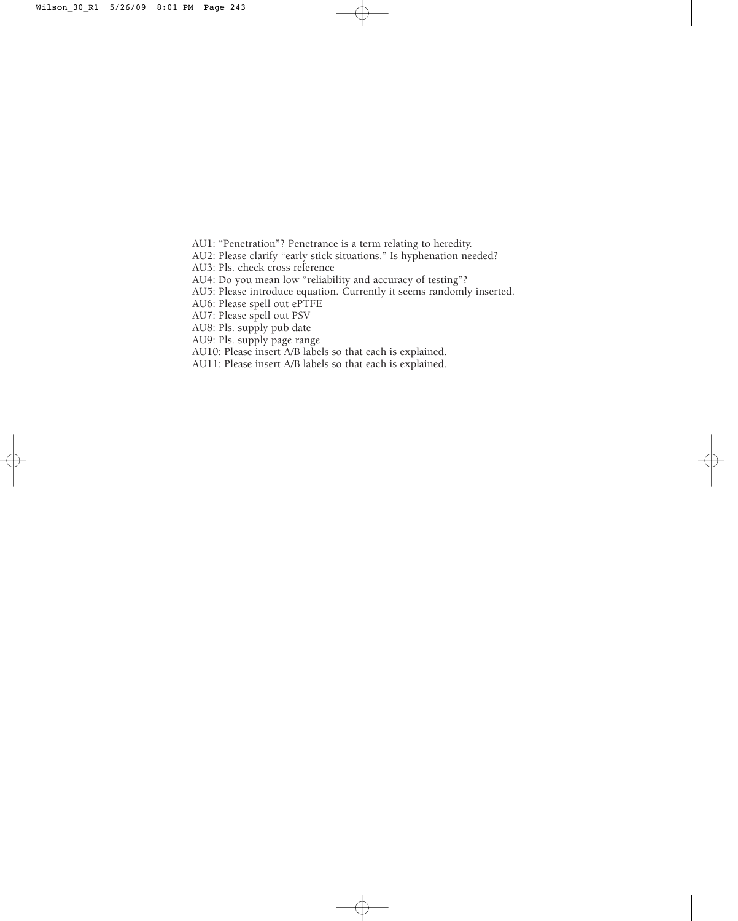AU1: “Penetration”? Penetrance is a term relating to heredity.
AU2: Please clarify “early stick situations.” Is hyphenation needed?
AU3: Pls. check cross reference
AU4: Do you mean low “reliability and accuracy of testing”?
AU5: Please introduce equation. Currently it seems randomly inserted.
AU6: Please spell out ePTFE
AU7: Please spell out PSV
AU8: Pls. supply pub date
AU9: Pls. supply page range
AU10: Please insert A/B labels so that each is explained.
AU11: Please insert A/B labels so that each is explained.